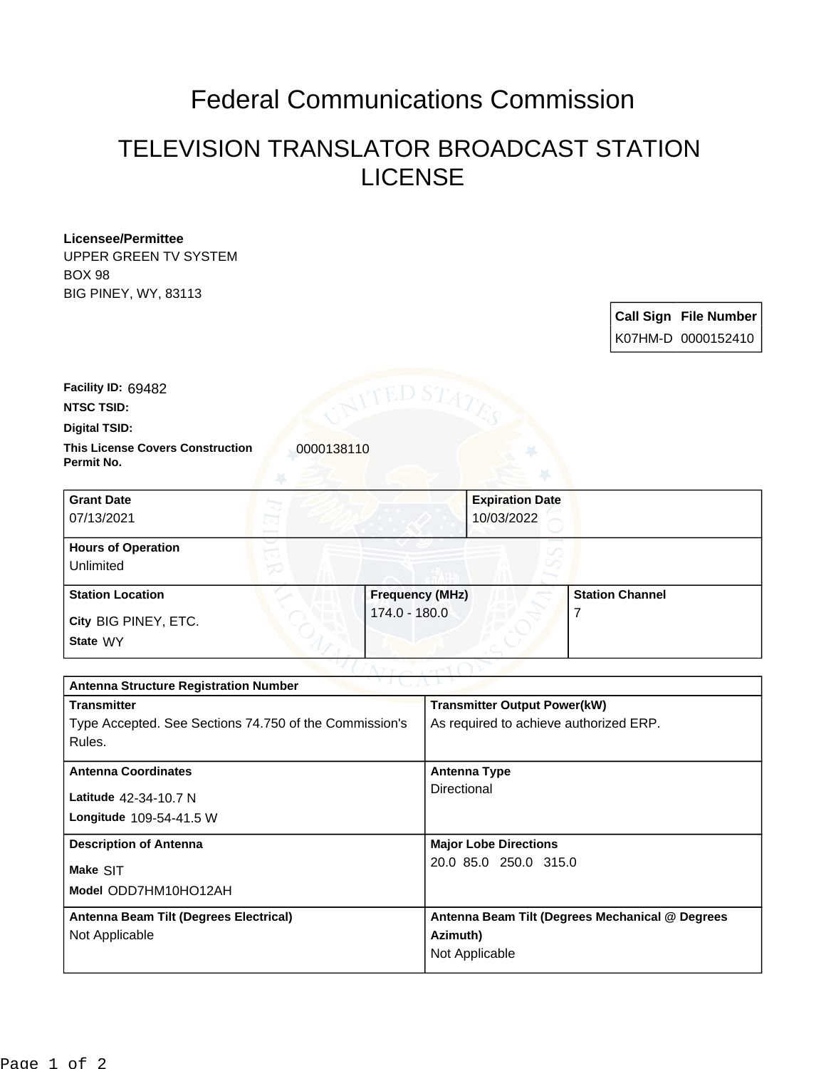# Federal Communications Commission

## TELEVISION TRANSLATOR BROADCAST STATION LICENSE

**Licensee/Permittee**
UPPER GREEN TV SYSTEM
BOX 98
BIG PINEY, WY, 83113

| Call Sign | File Number |
| --- | --- |
| K07HM-D | 0000152410 |

**Facility ID:** 69482

**NTSC TSID:**

**Digital TSID:**

**This License Covers Construction Permit No.** 0000138110

| Grant Date | Expiration Date |
| --- | --- |
| 07/13/2021 | 10/03/2022 |

| Hours of Operation |
| --- |
| Unlimited |

| Station Location | Frequency (MHz) | Station Channel |
| --- | --- | --- |
| City BIG PINEY, ETC.<br>State WY | 174.0 - 180.0 | 7 |

| Antenna Structure Registration Number | |
| --- | --- |
| **Transmitter**<br>Type Accepted. See Sections 74.750 of the Commission's Rules. | **Transmitter Output Power(kW)**<br>As required to achieve authorized ERP. |
| **Antenna Coordinates**<br>Latitude 42-34-10.7 N<br>Longitude 109-54-41.5 W | **Antenna Type**<br>Directional |
| **Description of Antenna**<br>Make SIT<br>Model ODD7HM10HO12AH | **Major Lobe Directions**<br>20.0 85.0 250.0 315.0 |
| **Antenna Beam Tilt (Degrees Electrical)**<br>Not Applicable | **Antenna Beam Tilt (Degrees Mechanical @ Degrees Azimuth)**<br>Not Applicable |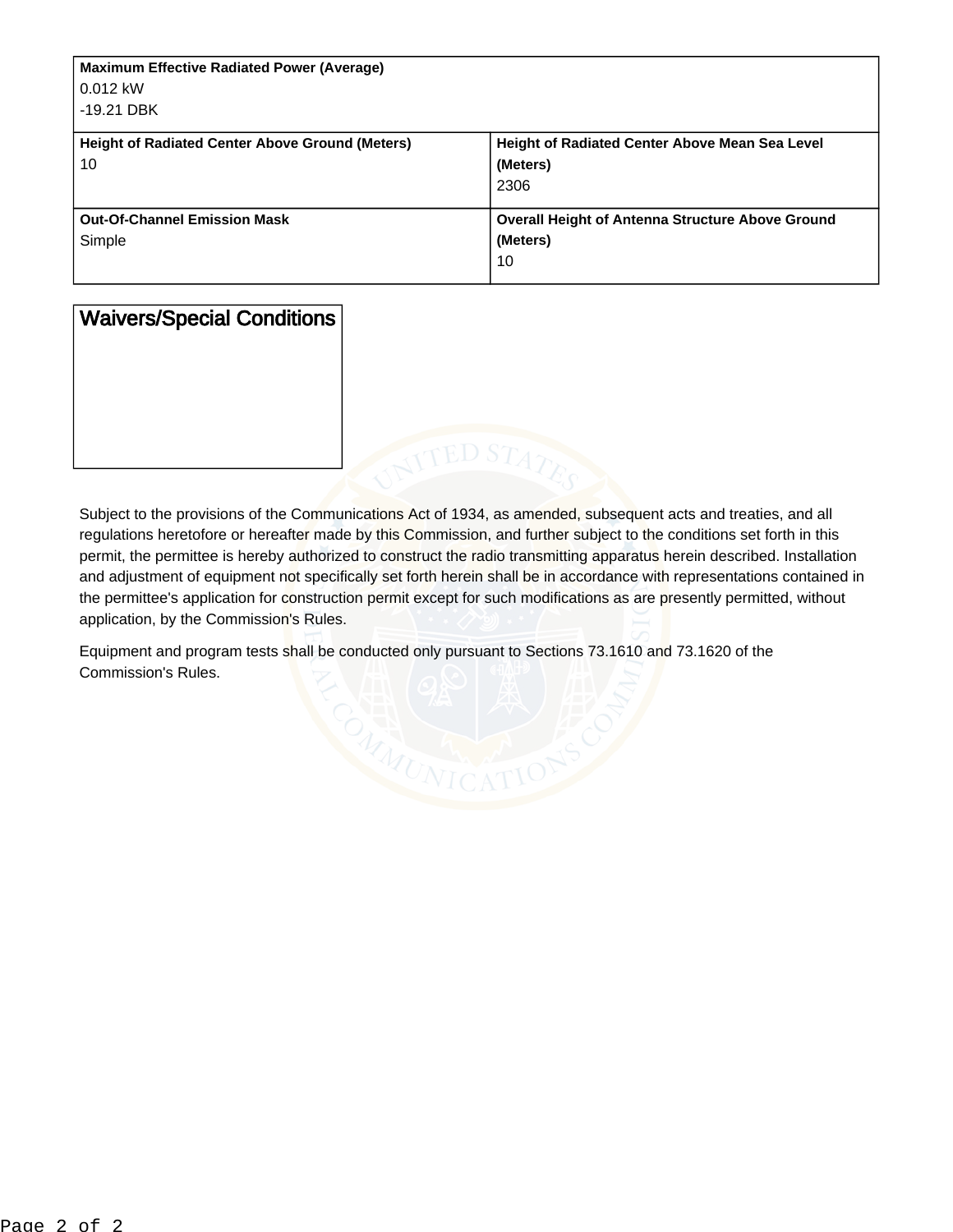| | |
|---|---|
| **Maximum Effective Radiated Power (Average)**<br>0.012 kW<br>-19.21 DBK | |
| **Height of Radiated Center Above Ground (Meters)**<br>10 | **Height of Radiated Center Above Mean Sea Level (Meters)**<br>2306 |
| **Out-Of-Channel Emission Mask**<br>Simple | **Overall Height of Antenna Structure Above Ground (Meters)**<br>10 |

## Waivers/Special Conditions

Subject to the provisions of the Communications Act of 1934, as amended, subsequent acts and treaties, and all regulations heretofore or hereafter made by this Commission, and further subject to the conditions set forth in this permit, the permittee is hereby authorized to construct the radio transmitting apparatus herein described. Installation and adjustment of equipment not specifically set forth herein shall be in accordance with representations contained in the permittee's application for construction permit except for such modifications as are presently permitted, without application, by the Commission's Rules.

Equipment and program tests shall be conducted only pursuant to Sections 73.1610 and 73.1620 of the Commission's Rules.